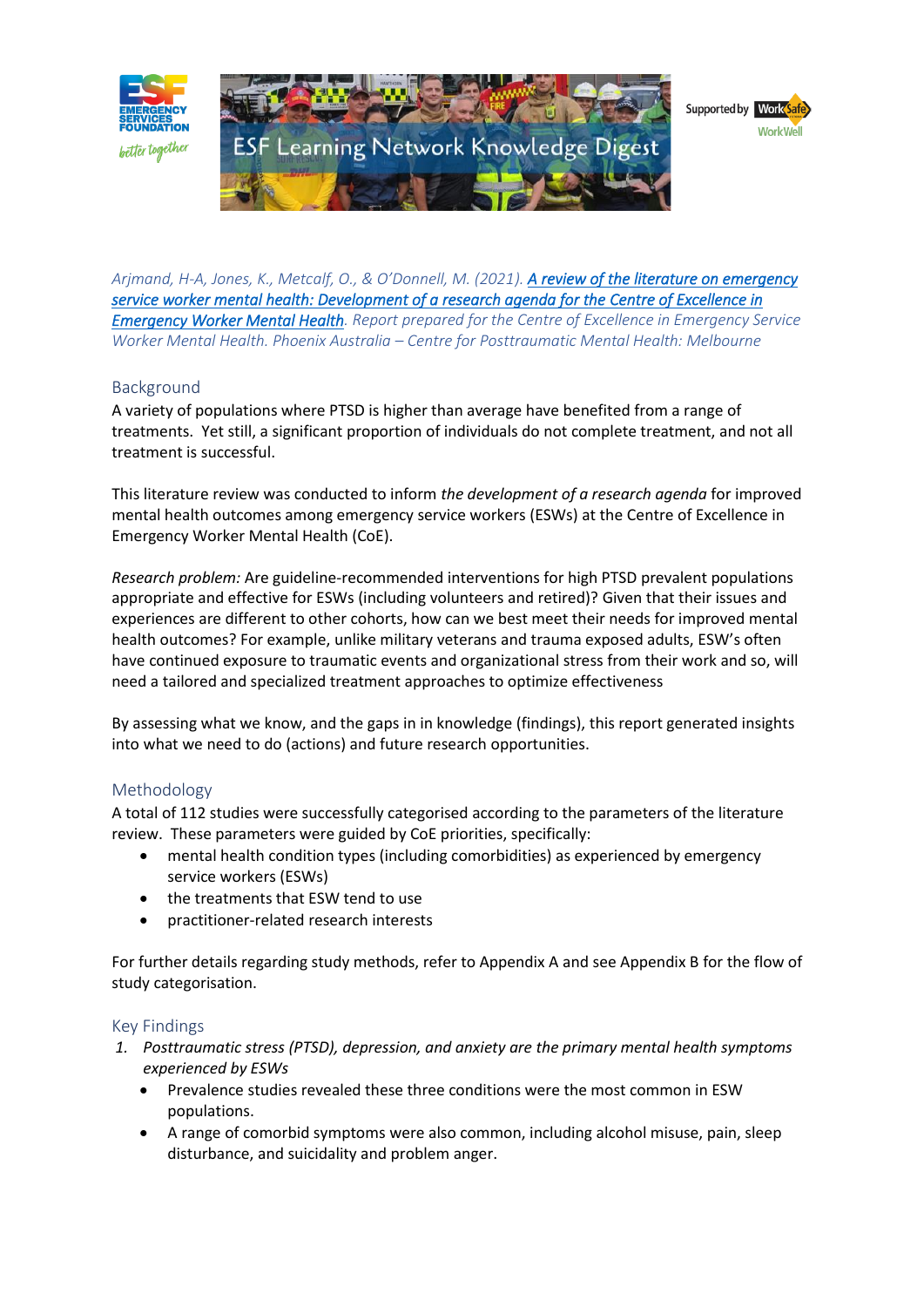ESF Learning Network Knowledge Digest

*Arjmand, H-A, Jones, K., Metcalf, O., & O'Donnell, M. (2021). [A review of the literature on emergency service worker mental health: Development of a research agenda for the Centre of Excellence in Emergency Worker Mental Health](). Report prepared for the Centre of Excellence in Emergency Service Worker Mental Health. Phoenix Australia – Centre for Posttraumatic Mental Health: Melbourne*

## Background

A variety of populations where PTSD is higher than average have benefited from a range of treatments. Yet still, a significant proportion of individuals do not complete treatment, and not all treatment is successful.

This literature review was conducted to inform *the development of a research agenda* for improved mental health outcomes among emergency service workers (ESWs) at the Centre of Excellence in Emergency Worker Mental Health (CoE).

*Research problem:* Are guideline-recommended interventions for high PTSD prevalent populations appropriate and effective for ESWs (including volunteers and retired)? Given that their issues and experiences are different to other cohorts, how can we best meet their needs for improved mental health outcomes? For example, unlike military veterans and trauma exposed adults, ESW's often have continued exposure to traumatic events and organizational stress from their work and so, will need a tailored and specialized treatment approaches to optimize effectiveness

By assessing what we know, and the gaps in in knowledge (findings), this report generated insights into what we need to do (actions) and future research opportunities.

## Methodology

A total of 112 studies were successfully categorised according to the parameters of the literature review. These parameters were guided by CoE priorities, specifically:

- mental health condition types (including comorbidities) as experienced by emergency service workers (ESWs)
- the treatments that ESW tend to use
- practitioner-related research interests

For further details regarding study methods, refer to Appendix A and see Appendix B for the flow of study categorisation.

## Key Findings

1. *Posttraumatic stress (PTSD), depression, and anxiety are the primary mental health symptoms experienced by ESWs*
   - Prevalence studies revealed these three conditions were the most common in ESW populations.
   - A range of comorbid symptoms were also common, including alcohol misuse, pain, sleep disturbance, and suicidality and problem anger.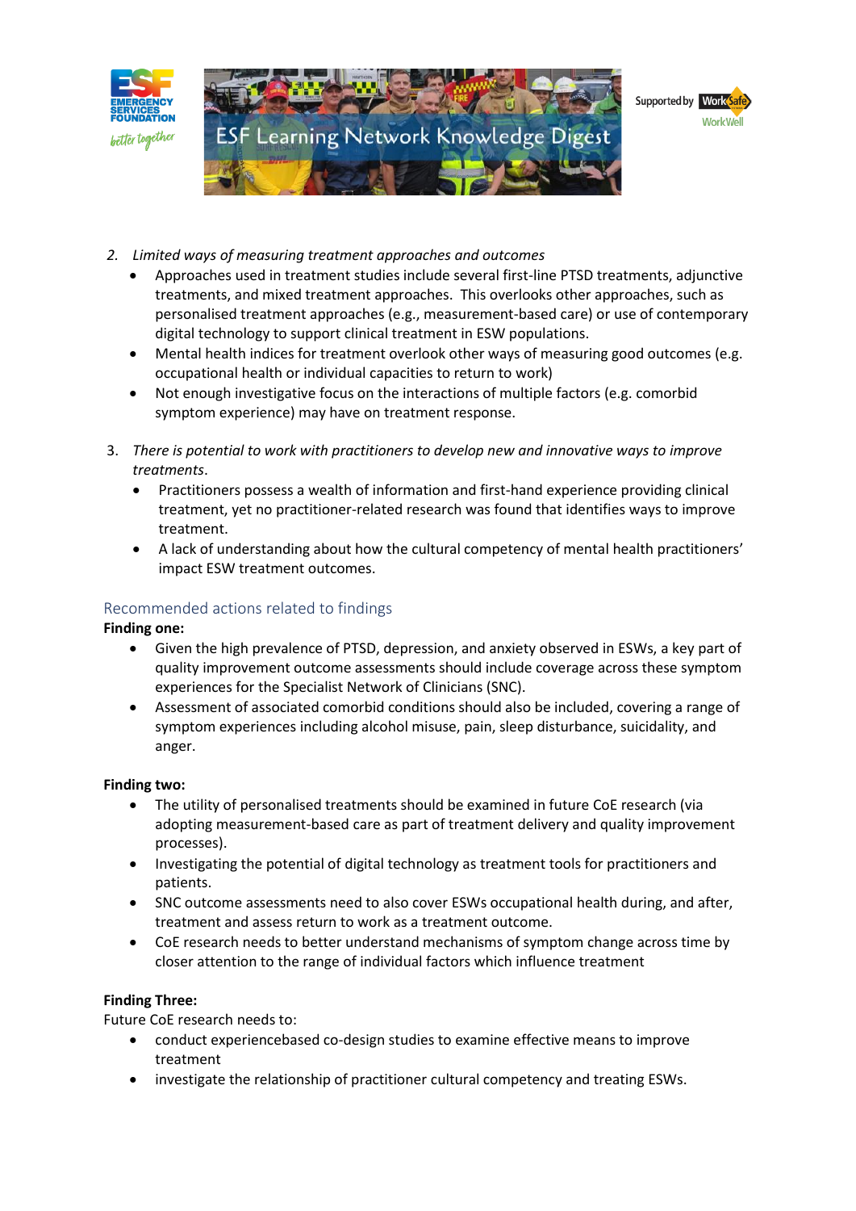2. *Limited ways of measuring treatment approaches and outcomes*
    - Approaches used in treatment studies include several first-line PTSD treatments, adjunctive treatments, and mixed treatment approaches. This overlooks other approaches, such as personalised treatment approaches (e.g., measurement-based care) or use of contemporary digital technology to support clinical treatment in ESW populations.
    - Mental health indices for treatment overlook other ways of measuring good outcomes (e.g. occupational health or individual capacities to return to work)
    - Not enough investigative focus on the interactions of multiple factors (e.g. comorbid symptom experience) may have on treatment response.

3. *There is potential to work with practitioners to develop new and innovative ways to improve treatments*.
    - Practitioners possess a wealth of information and first-hand experience providing clinical treatment, yet no practitioner-related research was found that identifies ways to improve treatment.
    - A lack of understanding about how the cultural competency of mental health practitioners' impact ESW treatment outcomes.

## Recommended actions related to findings

**Finding one:**

- Given the high prevalence of PTSD, depression, and anxiety observed in ESWs, a key part of quality improvement outcome assessments should include coverage across these symptom experiences for the Specialist Network of Clinicians (SNC).
- Assessment of associated comorbid conditions should also be included, covering a range of symptom experiences including alcohol misuse, pain, sleep disturbance, suicidality, and anger.

**Finding two:**

- The utility of personalised treatments should be examined in future CoE research (via adopting measurement-based care as part of treatment delivery and quality improvement processes).
- Investigating the potential of digital technology as treatment tools for practitioners and patients.
- SNC outcome assessments need to also cover ESWs occupational health during, and after, treatment and assess return to work as a treatment outcome.
- CoE research needs to better understand mechanisms of symptom change across time by closer attention to the range of individual factors which influence treatment

**Finding Three:**

Future CoE research needs to:

- conduct experiencebased co-design studies to examine effective means to improve treatment
- investigate the relationship of practitioner cultural competency and treating ESWs.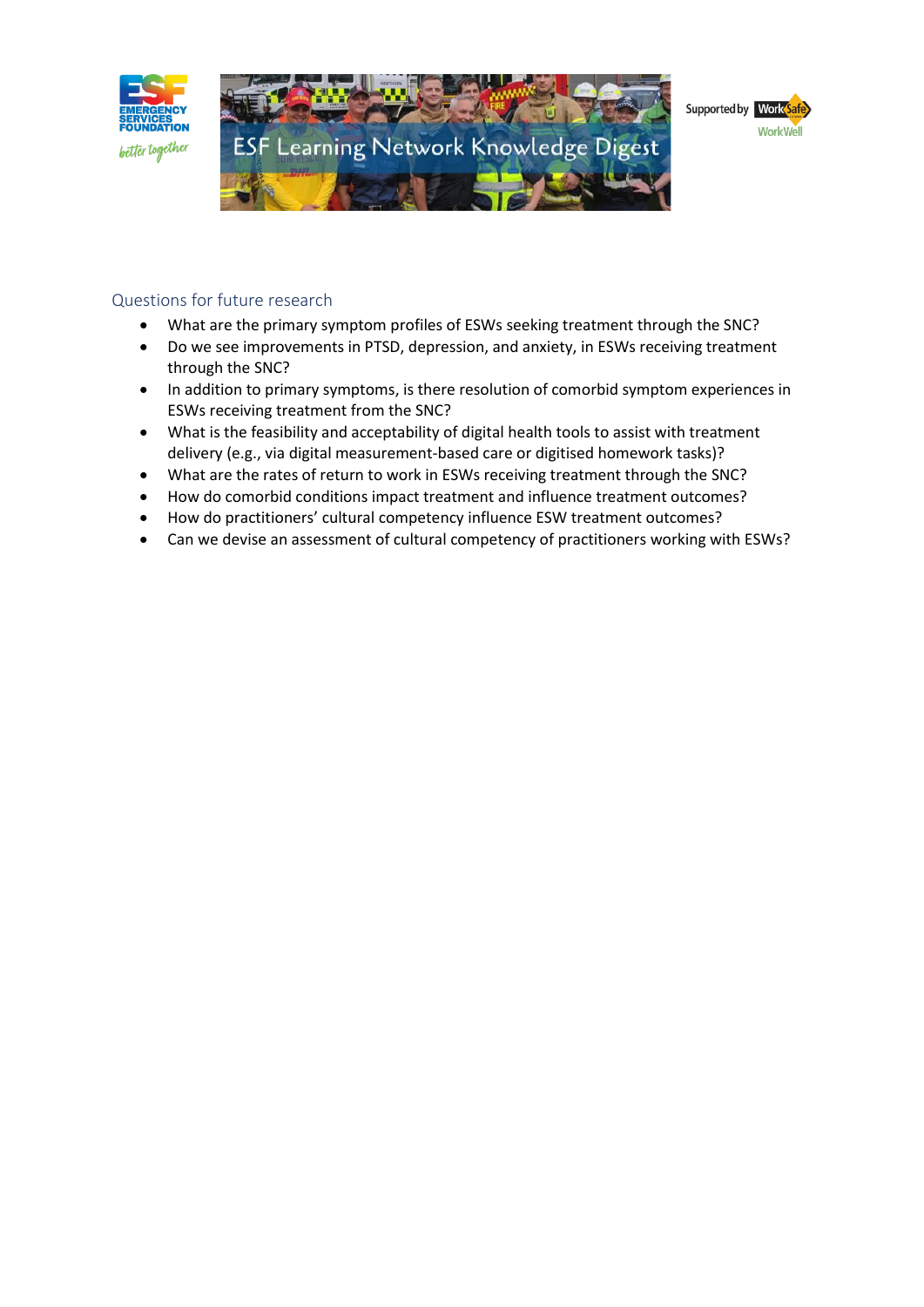## Questions for future research

- What are the primary symptom profiles of ESWs seeking treatment through the SNC?
- Do we see improvements in PTSD, depression, and anxiety, in ESWs receiving treatment through the SNC?
- In addition to primary symptoms, is there resolution of comorbid symptom experiences in ESWs receiving treatment from the SNC?
- What is the feasibility and acceptability of digital health tools to assist with treatment delivery (e.g., via digital measurement-based care or digitised homework tasks)?
- What are the rates of return to work in ESWs receiving treatment through the SNC?
- How do comorbid conditions impact treatment and influence treatment outcomes?
- How do practitioners' cultural competency influence ESW treatment outcomes?
- Can we devise an assessment of cultural competency of practitioners working with ESWs?